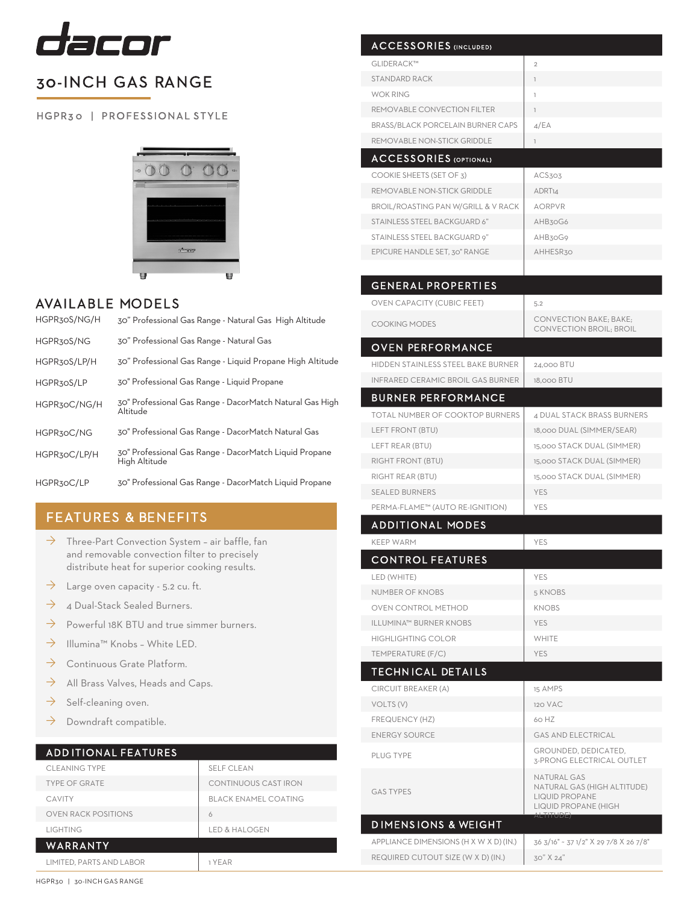# dacor

## 30-INCH GAS RANGE

HGPR30 | PROFESSIONAL STYLE

## AVAILABLE MODELS

| | |
|---|---|
| HGPR30S/NG/H | 30" Professional Gas Range - Natural Gas High Altitude |
| HGPR30S/NG | 30" Professional Gas Range - Natural Gas |
| HGPR30S/LP/H | 30" Professional Gas Range - Liquid Propane High Altitude |
| HGPR30S/LP | 30" Professional Gas Range - Liquid Propane |
| HGPR30C/NG/H | 30" Professional Gas Range - DacorMatch Natural Gas High Altitude |
| HGPR30C/NG | 30" Professional Gas Range - DacorMatch Natural Gas |
| HGPR30C/LP/H | 30" Professional Gas Range - DacorMatch Liquid Propane High Altitude |
| HGPR30C/LP | 30" Professional Gas Range - DacorMatch Liquid Propane |

## FEATURES & BENEFITS

- Three-Part Convection System – air baffle, fan and removable convection filter to precisely distribute heat for superior cooking results.
- Large oven capacity - 5.2 cu. ft.
- 4 Dual-Stack Sealed Burners.
- Powerful 18K BTU and true simmer burners.
- Illumina™ Knobs – White LED.
- Continuous Grate Platform.
- All Brass Valves, Heads and Caps.
- Self-cleaning oven.
- Downdraft compatible.

## ADDITIONAL FEATURES

| | |
|---|---|
| CLEANING TYPE | SELF CLEAN |
| TYPE OF GRATE | CONTINUOUS CAST IRON |
| CAVITY | BLACK ENAMEL COATING |
| OVEN RACK POSITIONS | 6 |
| LIGHTING | LED & HALOGEN |

## WARRANTY

| | |
|---|---|
| LIMITED, PARTS AND LABOR | 1 YEAR |

## ACCESSORIES (INCLUDED)

| | |
|---|---|
| GLIDERACK™ | 2 |
| STANDARD RACK | 1 |
| WOK RING | 1 |
| REMOVABLE CONVECTION FILTER | 1 |
| BRASS/BLACK PORCELAIN BURNER CAPS | 4/EA |
| REMOVABLE NON-STICK GRIDDLE | 1 |

## ACCESSORIES (OPTIONAL)

| | |
|---|---|
| COOKIE SHEETS (SET OF 3) | ACS303 |
| REMOVABLE NON-STICK GRIDDLE | ADRT14 |
| BROIL/ROASTING PAN W/GRILL & V RACK | AORPVR |
| STAINLESS STEEL BACKGUARD 6" | AHB30G6 |
| STAINLESS STEEL BACKGUARD 9" | AHB30G9 |
| EPICURE HANDLE SET, 30" RANGE | AHHESR30 |

## GENERAL PROPERTIES

| | |
|---|---|
| OVEN CAPACITY (CUBIC FEET) | 5.2 |
| COOKING MODES | CONVECTION BAKE; BAKE; CONVECTION BROIL; BROIL |

## OVEN PERFORMANCE

| | |
|---|---|
| HIDDEN STAINLESS STEEL BAKE BURNER | 24,000 BTU |
| INFRARED CERAMIC BROIL GAS BURNER | 18,000 BTU |

## BURNER PERFORMANCE

| | |
|---|---|
| TOTAL NUMBER OF COOKTOP BURNERS | 4 DUAL STACK BRASS BURNERS |
| LEFT FRONT (BTU) | 18,000 DUAL (SIMMER/SEAR) |
| LEFT REAR (BTU) | 15,000 STACK DUAL (SIMMER) |
| RIGHT FRONT (BTU) | 15,000 STACK DUAL (SIMMER) |
| RIGHT REAR (BTU) | 15,000 STACK DUAL (SIMMER) |
| SEALED BURNERS | YES |
| PERMA-FLAME™ (AUTO RE-IGNITION) | YES |

## ADDITIONAL MODES

| | |
|---|---|
| KEEP WARM | YES |

## CONTROL FEATURES

| | |
|---|---|
| LED (WHITE) | YES |
| NUMBER OF KNOBS | 5 KNOBS |
| OVEN CONTROL METHOD | KNOBS |
| ILLUMINA™ BURNER KNOBS | YES |
| HIGHLIGHTING COLOR | WHITE |
| TEMPERATURE (F/C) | YES |

## TECHNICAL DETAILS

| | |
|---|---|
| CIRCUIT BREAKER (A) | 15 AMPS |
| VOLTS (V) | 120 VAC |
| FREQUENCY (HZ) | 60 HZ |
| ENERGY SOURCE | GAS AND ELECTRICAL |
| PLUG TYPE | GROUNDED, DEDICATED, 3-PRONG ELECTRICAL OUTLET |
| GAS TYPES | NATURAL GAS<br>NATURAL GAS (HIGH ALTITUDE)<br>LIQUID PROPANE<br>LIQUID PROPANE (HIGH ALTITUDE) |

## DIMENSIONS & WEIGHT

| | |
|---|---|
| APPLIANCE DIMENSIONS (H X W X D) (IN.) | 36 3/16" - 37 1/2" X 29 7/8 X 26 7/8" |
| REQUIRED CUTOUT SIZE (W X D) (IN.) | 30" X 24" |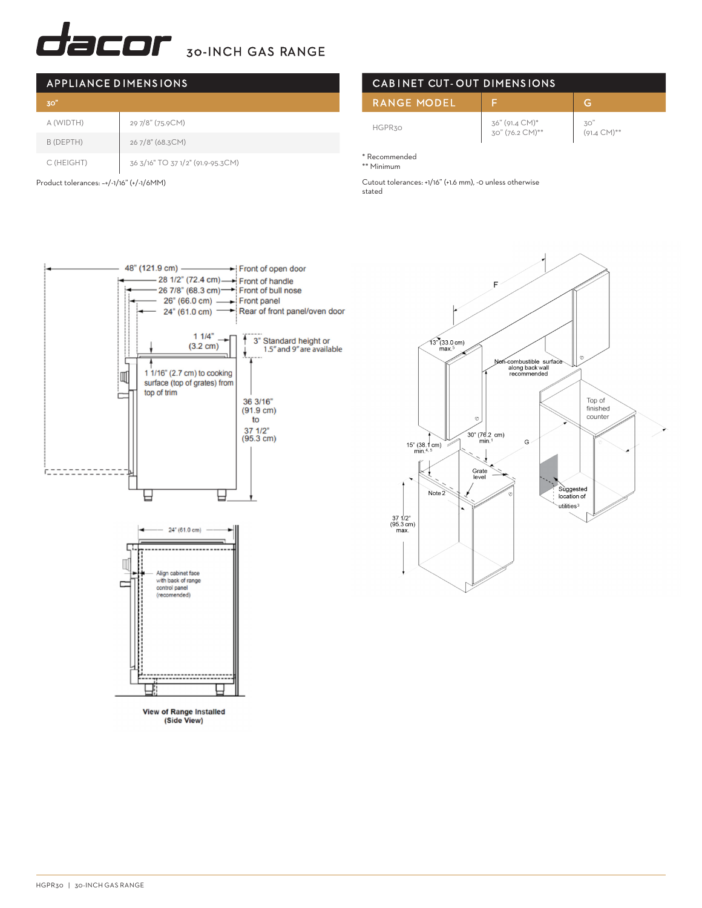# dacor 30-INCH GAS RANGE

## APPLIANCE DIMENSIONS

| 30" | |
|---|---|
| A (WIDTH) | 29 7/8" (75.9CM) |
| B (DEPTH) | 26 7/8" (68.3CM) |
| C (HEIGHT) | 36 3/16" TO 37 1/2" (91.9-95.3CM) |

Product tolerances: -+/-1/16" (+/-1/6MM)

## CABINET CUT-OUT DIMENSIONS

| RANGE MODEL | F | G |
|---|---|---|
| HGPR30 | 36" (91.4 CM)*<br>30" (76.2 CM)** | 30"<br>(91.4 CM)** |

\* Recommended
** Minimum

Cutout tolerances: +1/16" (+1.6 mm), -0 unless otherwise stated

48" (121.9 cm) Front of open door
28 1/2" (72.4 cm) Front of handle
26 7/8" (68.3 cm) Front of bull nose
26" (66.0 cm) Front panel
24" (61.0 cm) Rear of front panel/oven door
1 1/4" (3.2 cm)
3" Standard height or 1.5" and 9" are available
1 1/16" (2.7 cm) to cooking surface (top of grates) from top of trim
36 3/16" (91.9 cm) to 37 1/2" (95.3 cm)

24" (61.0 cm)
Align cabinet face with back of range control panel (recomended)

View of Range Installed (Side View)

F
13" (33.0 cm) max.[5]
Non-combustible surface along back wall recommended
Top of finished counter
15" (38.1 cm) min.[4, 5]
30" (76.2 cm) min.[1]
G
Grate level
Note 2
Suggested location of utilities[3]
37 1/2" (95.3 cm) max.